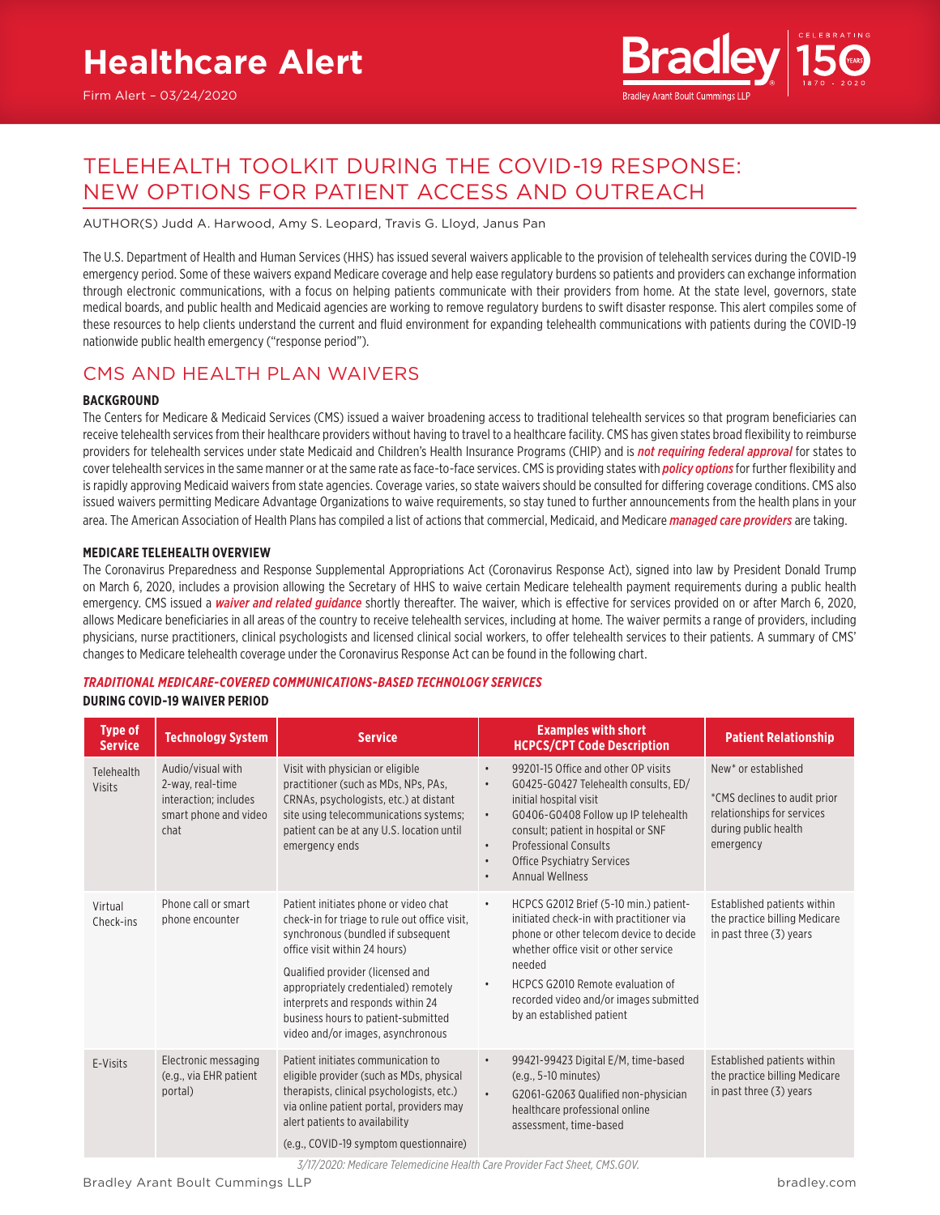# Healthcare Alert

Firm Alert – 03/24/2020

## TELEHEALTH TOOLKIT DURING THE COVID-19 RESPONSE: NEW OPTIONS FOR PATIENT ACCESS AND OUTREACH

AUTHOR(S) Judd A. Harwood, Amy S. Leopard, Travis G. Lloyd, Janus Pan

The U.S. Department of Health and Human Services (HHS) has issued several waivers applicable to the provision of telehealth services during the COVID-19 emergency period. Some of these waivers expand Medicare coverage and help ease regulatory burdens so patients and providers can exchange information through electronic communications, with a focus on helping patients communicate with their providers from home. At the state level, governors, state medical boards, and public health and Medicaid agencies are working to remove regulatory burdens to swift disaster response. This alert compiles some of these resources to help clients understand the current and fluid environment for expanding telehealth communications with patients during the COVID-19 nationwide public health emergency ("response period").

## CMS AND HEALTH PLAN WAIVERS

### BACKGROUND

The Centers for Medicare & Medicaid Services (CMS) issued a waiver broadening access to traditional telehealth services so that program beneficiaries can receive telehealth services from their healthcare providers without having to travel to a healthcare facility. CMS has given states broad flexibility to reimburse providers for telehealth services under state Medicaid and Children's Health Insurance Programs (CHIP) and is ***not requiring federal approval*** for states to cover telehealth services in the same manner or at the same rate as face-to-face services. CMS is providing states with ***policy options*** for further flexibility and is rapidly approving Medicaid waivers from state agencies. Coverage varies, so state waivers should be consulted for differing coverage conditions. CMS also issued waivers permitting Medicare Advantage Organizations to waive requirements, so stay tuned to further announcements from the health plans in your area. The American Association of Health Plans has compiled a list of actions that commercial, Medicaid, and Medicare ***managed care providers*** are taking.

### MEDICARE TELEHEALTH OVERVIEW

The Coronavirus Preparedness and Response Supplemental Appropriations Act (Coronavirus Response Act), signed into law by President Donald Trump on March 6, 2020, includes a provision allowing the Secretary of HHS to waive certain Medicare telehealth payment requirements during a public health emergency. CMS issued a ***waiver and related guidance*** shortly thereafter. The waiver, which is effective for services provided on or after March 6, 2020, allows Medicare beneficiaries in all areas of the country to receive telehealth services, including at home. The waiver permits a range of providers, including physicians, nurse practitioners, clinical psychologists and licensed clinical social workers, to offer telehealth services to their patients. A summary of CMS' changes to Medicare telehealth coverage under the Coronavirus Response Act can be found in the following chart.

***TRADITIONAL MEDICARE-COVERED COMMUNICATIONS-BASED TECHNOLOGY SERVICES***
**DURING COVID-19 WAIVER PERIOD**

| Type of Service | Technology System | Service | Examples with short HCPCS/CPT Code Description | Patient Relationship |
|---|---|---|---|---|
| Telehealth Visits | Audio/visual with 2-way, real-time interaction; includes smart phone and video chat | Visit with physician or eligible practitioner (such as MDs, NPs, PAs, CRNAs, psychologists, etc.) at distant site using telecommunications systems; patient can be at any U.S. location until emergency ends | • 99201-15 Office and other OP visits<br>• G0425-G0427 Telehealth consults, ED/ initial hospital visit<br>• G0406-G0408 Follow up IP telehealth consult; patient in hospital or SNF<br>• Professional Consults<br>• Office Psychiatry Services<br>• Annual Wellness | New* or established<br><br>*CMS declines to audit prior relationships for services during public health emergency |
| Virtual Check-ins | Phone call or smart phone encounter | Patient initiates phone or video chat check-in for triage to rule out office visit, synchronous (bundled if subsequent office visit within 24 hours)<br><br>Qualified provider (licensed and appropriately credentialed) remotely interprets and responds within 24 business hours to patient-submitted video and/or images, asynchronous | • HCPCS G2012 Brief (5-10 min.) patient-initiated check-in with practitioner via phone or other telecom device to decide whether office visit or other service needed<br>• HCPCS G2010 Remote evaluation of recorded video and/or images submitted by an established patient | Established patients within the practice billing Medicare in past three (3) years |
| E-Visits | Electronic messaging (e.g., via EHR patient portal) | Patient initiates communication to eligible provider (such as MDs, physical therapists, clinical psychologists, etc.) via online patient portal, providers may alert patients to availability<br><br>(e.g., COVID-19 symptom questionnaire) | • 99421-99423 Digital E/M, time-based (e.g., 5-10 minutes)<br>• G2061-G2063 Qualified non-physician healthcare professional online assessment, time-based | Established patients within the practice billing Medicare in past three (3) years |

*3/17/2020: Medicare Telemedicine Health Care Provider Fact Sheet, CMS.GOV.*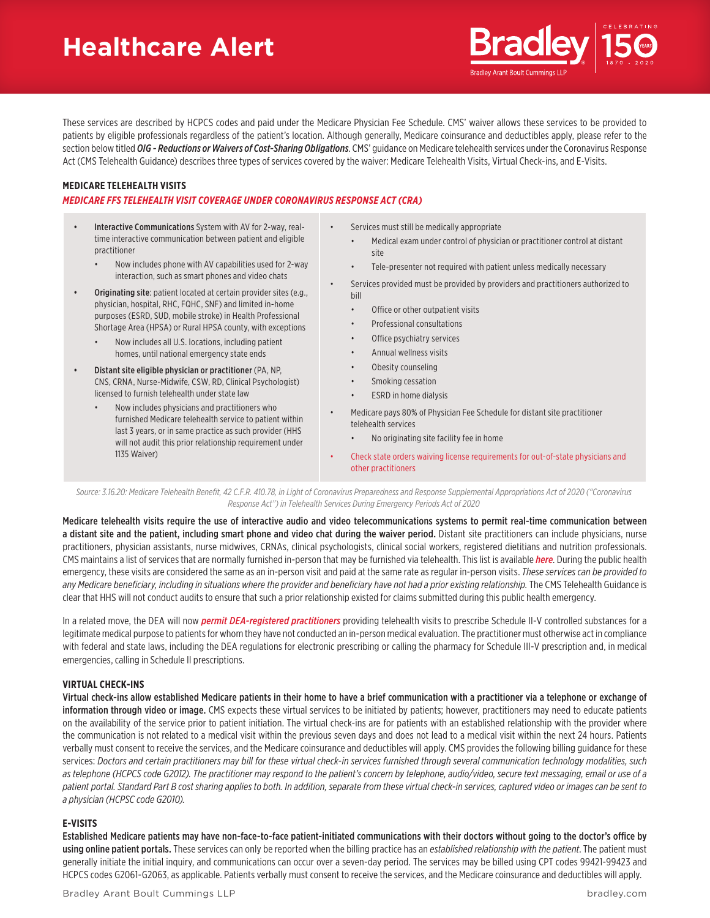These services are described by HCPCS codes and paid under the Medicare Physician Fee Schedule. CMS' waiver allows these services to be provided to patients by eligible professionals regardless of the patient's location. Although generally, Medicare coinsurance and deductibles apply, please refer to the section below titled ***OIG - Reductions or Waivers of Cost-Sharing Obligations***. CMS' guidance on Medicare telehealth services under the Coronavirus Response Act (CMS Telehealth Guidance) describes three types of services covered by the waiver: Medicare Telehealth Visits, Virtual Check-ins, and E-Visits.

### MEDICARE TELEHEALTH VISITS

***MEDICARE FFS TELEHEALTH VISIT COVERAGE UNDER CORONAVIRUS RESPONSE ACT (CRA)***

- **Interactive Communications** System with AV for 2-way, real-time interactive communication between patient and eligible practitioner
  - Now includes phone with AV capabilities used for 2-way interaction, such as smart phones and video chats
- **Originating site**: patient located at certain provider sites (e.g., physician, hospital, RHC, FQHC, SNF) and limited in-home purposes (ESRD, SUD, mobile stroke) in Health Professional Shortage Area (HPSA) or Rural HPSA county, with exceptions
  - Now includes all U.S. locations, including patient homes, until national emergency state ends
- **Distant site eligible physician or practitioner** (PA, NP, CNS, CRNA, Nurse-Midwife, CSW, RD, Clinical Psychologist) licensed to furnish telehealth under state law
  - Now includes physicians and practitioners who furnished Medicare telehealth service to patient within last 3 years, or in same practice as such provider (HHS will not audit this prior relationship requirement under 1135 Waiver)
- Services must still be medically appropriate
  - Medical exam under control of physician or practitioner control at distant site
  - Tele-presenter not required with patient unless medically necessary
- Services provided must be provided by providers and practitioners authorized to bill
  - Office or other outpatient visits
  - Professional consultations
  - Office psychiatry services
  - Annual wellness visits
  - Obesity counseling
  - Smoking cessation
  - ESRD in home dialysis
- Medicare pays 80% of Physician Fee Schedule for distant site practitioner telehealth services
  - No originating site facility fee in home
- Check state orders waiving license requirements for out-of-state physicians and other practitioners

*Source: 3.16.20: Medicare Telehealth Benefit, 42 C.F.R. 410.78, in Light of Coronavirus Preparedness and Response Supplemental Appropriations Act of 2020 ("Coronavirus Response Act") in Telehealth Services During Emergency Periods Act of 2020*

**Medicare telehealth visits require the use of interactive audio and video telecommunications systems to permit real-time communication between a distant site and the patient, including smart phone and video chat during the waiver period.** Distant site practitioners can include physicians, nurse practitioners, physician assistants, nurse midwives, CRNAs, clinical psychologists, clinical social workers, registered dietitians and nutrition professionals. CMS maintains a list of services that are normally furnished in-person that may be furnished via telehealth. This list is available ***here***. During the public health emergency, these visits are considered the same as an in-person visit and paid at the same rate as regular in-person visits. *These services can be provided to any Medicare beneficiary, including in situations where the provider and beneficiary have not had a prior existing relationship.* The CMS Telehealth Guidance is clear that HHS will not conduct audits to ensure that such a prior relationship existed for claims submitted during this public health emergency.

In a related move, the DEA will now ***permit DEA-registered practitioners*** providing telehealth visits to prescribe Schedule II-V controlled substances for a legitimate medical purpose to patients for whom they have not conducted an in-person medical evaluation. The practitioner must otherwise act in compliance with federal and state laws, including the DEA regulations for electronic prescribing or calling the pharmacy for Schedule III-V prescription and, in medical emergencies, calling in Schedule II prescriptions.

### VIRTUAL CHECK-INS

**Virtual check-ins allow established Medicare patients in their home to have a brief communication with a practitioner via a telephone or exchange of information through video or image.** CMS expects these virtual services to be initiated by patients; however, practitioners may need to educate patients on the availability of the service prior to patient initiation. The virtual check-ins are for patients with an established relationship with the provider where the communication is not related to a medical visit within the previous seven days and does not lead to a medical visit within the next 24 hours. Patients verbally must consent to receive the services, and the Medicare coinsurance and deductibles will apply. CMS provides the following billing guidance for these services: *Doctors and certain practitioners may bill for these virtual check-in services furnished through several communication technology modalities, such as telephone (HCPCS code G2012). The practitioner may respond to the patient's concern by telephone, audio/video, secure text messaging, email or use of a patient portal. Standard Part B cost sharing applies to both. In addition, separate from these virtual check-in services, captured video or images can be sent to a physician (HCPSC code G2010).*

### E-VISITS

**Established Medicare patients may have non-face-to-face patient-initiated communications with their doctors without going to the doctor's office by using online patient portals.** These services can only be reported when the billing practice has an *established relationship with the patient*. The patient must generally initiate the initial inquiry, and communications can occur over a seven-day period. The services may be billed using CPT codes 99421-99423 and HCPCS codes G2061-G2063, as applicable. Patients verbally must consent to receive the services, and the Medicare coinsurance and deductibles will apply.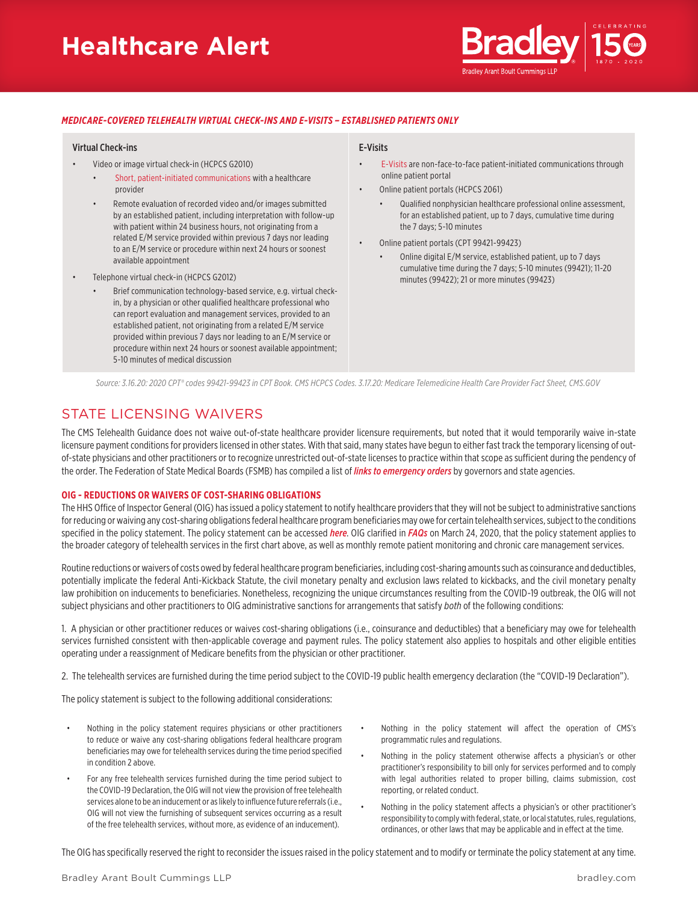***MEDICARE-COVERED TELEHEALTH VIRTUAL CHECK-INS AND E-VISITS – ESTABLISHED PATIENTS ONLY***

| Virtual Check-ins | E-Visits |
|---|---|
| • Video or image virtual check-in (HCPCS G2010)<br>  ◦ Short, patient-initiated communications with a healthcare provider<br>  ◦ Remote evaluation of recorded video and/or images submitted by an established patient, including interpretation with follow-up with patient within 24 business hours, not originating from a related E/M service provided within previous 7 days nor leading to an E/M service or procedure within next 24 hours or soonest available appointment<br>• Telephone virtual check-in (HCPCS G2012)<br>  ◦ Brief communication technology-based service, e.g. virtual check-in, by a physician or other qualified healthcare professional who can report evaluation and management services, provided to an established patient, not originating from a related E/M service provided within previous 7 days nor leading to an E/M service or procedure within next 24 hours or soonest available appointment; 5-10 minutes of medical discussion | • E-Visits are non-face-to-face patient-initiated communications through online patient portal<br>• Online patient portals (HCPCS 2061)<br>  ◦ Qualified nonphysician healthcare professional online assessment, for an established patient, up to 7 days, cumulative time during the 7 days; 5-10 minutes<br>• Online patient portals (CPT 99421-99423)<br>  ◦ Online digital E/M service, established patient, up to 7 days cumulative time during the 7 days; 5-10 minutes (99421); 11-20 minutes (99422); 21 or more minutes (99423) |

*Source: 3.16.20: 2020 CPT® codes 99421-99423 in CPT Book. CMS HCPCS Codes. 3.17.20: Medicare Telemedicine Health Care Provider Fact Sheet, CMS.GOV*

## STATE LICENSING WAIVERS

The CMS Telehealth Guidance does not waive out-of-state healthcare provider licensure requirements, but noted that it would temporarily waive in-state licensure payment conditions for providers licensed in other states. With that said, many states have begun to either fast track the temporary licensing of out-of-state physicians and other practitioners or to recognize unrestricted out-of-state licenses to practice within that scope as sufficient during the pendency of the order. The Federation of State Medical Boards (FSMB) has compiled a list of ***links to emergency orders*** by governors and state agencies.

### OIG - REDUCTIONS OR WAIVERS OF COST-SHARING OBLIGATIONS

The HHS Office of Inspector General (OIG) has issued a policy statement to notify healthcare providers that they will not be subject to administrative sanctions for reducing or waiving any cost-sharing obligations federal healthcare program beneficiaries may owe for certain telehealth services, subject to the conditions specified in the policy statement. The policy statement can be accessed ***here***. OIG clarified in ***FAQs*** on March 24, 2020, that the policy statement applies to the broader category of telehealth services in the first chart above, as well as monthly remote patient monitoring and chronic care management services.

Routine reductions or waivers of costs owed by federal healthcare program beneficiaries, including cost-sharing amounts such as coinsurance and deductibles, potentially implicate the federal Anti-Kickback Statute, the civil monetary penalty and exclusion laws related to kickbacks, and the civil monetary penalty law prohibition on inducements to beneficiaries. Nonetheless, recognizing the unique circumstances resulting from the COVID-19 outbreak, the OIG will not subject physicians and other practitioners to OIG administrative sanctions for arrangements that satisfy *both* of the following conditions:

1. A physician or other practitioner reduces or waives cost-sharing obligations (i.e., coinsurance and deductibles) that a beneficiary may owe for telehealth services furnished consistent with then-applicable coverage and payment rules. The policy statement also applies to hospitals and other eligible entities operating under a reassignment of Medicare benefits from the physician or other practitioner.

2. The telehealth services are furnished during the time period subject to the COVID-19 public health emergency declaration (the "COVID-19 Declaration").

The policy statement is subject to the following additional considerations:

- Nothing in the policy statement requires physicians or other practitioners to reduce or waive any cost-sharing obligations federal healthcare program beneficiaries may owe for telehealth services during the time period specified in condition 2 above.
- For any free telehealth services furnished during the time period subject to the COVID-19 Declaration, the OIG will not view the provision of free telehealth services alone to be an inducement or as likely to influence future referrals (i.e., OIG will not view the furnishing of subsequent services occurring as a result of the free telehealth services, without more, as evidence of an inducement).
- Nothing in the policy statement will affect the operation of CMS's programmatic rules and regulations.
- Nothing in the policy statement otherwise affects a physician's or other practitioner's responsibility to bill only for services performed and to comply with legal authorities related to proper billing, claims submission, cost reporting, or related conduct.
- Nothing in the policy statement affects a physician's or other practitioner's responsibility to comply with federal, state, or local statutes, rules, regulations, ordinances, or other laws that may be applicable and in effect at the time.

The OIG has specifically reserved the right to reconsider the issues raised in the policy statement and to modify or terminate the policy statement at any time.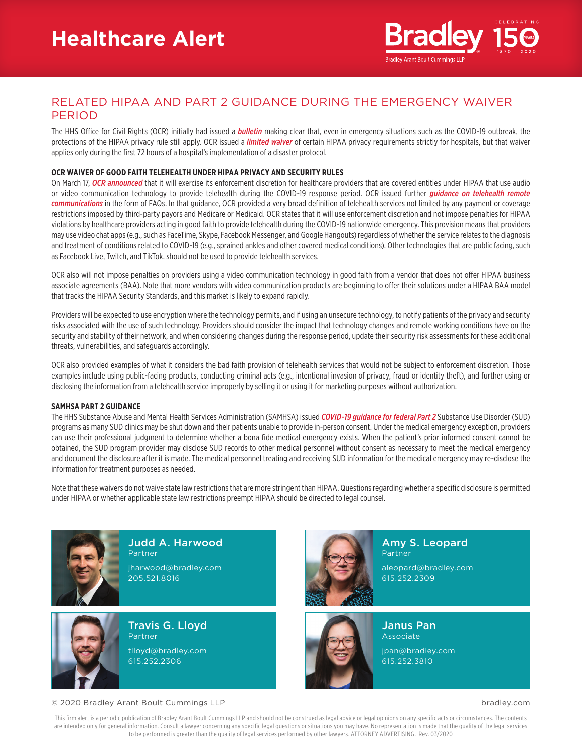# Healthcare Alert

## RELATED HIPAA AND PART 2 GUIDANCE DURING THE EMERGENCY WAIVER PERIOD

The HHS Office for Civil Rights (OCR) initially had issued a ***bulletin*** making clear that, even in emergency situations such as the COVID-19 outbreak, the protections of the HIPAA privacy rule still apply. OCR issued a ***limited waiver*** of certain HIPAA privacy requirements strictly for hospitals, but that waiver applies only during the first 72 hours of a hospital's implementation of a disaster protocol.

### OCR WAIVER OF GOOD FAITH TELEHEALTH UNDER HIPAA PRIVACY AND SECURITY RULES

On March 17, ***OCR announced*** that it will exercise its enforcement discretion for healthcare providers that are covered entities under HIPAA that use audio or video communication technology to provide telehealth during the COVID-19 response period. OCR issued further ***guidance on telehealth remote communications*** in the form of FAQs. In that guidance, OCR provided a very broad definition of telehealth services not limited by any payment or coverage restrictions imposed by third-party payors and Medicare or Medicaid. OCR states that it will use enforcement discretion and not impose penalties for HIPAA violations by healthcare providers acting in good faith to provide telehealth during the COVID-19 nationwide emergency. This provision means that providers may use video chat apps (e.g., such as FaceTime, Skype, Facebook Messenger, and Google Hangouts) regardless of whether the service relates to the diagnosis and treatment of conditions related to COVID-19 (e.g., sprained ankles and other covered medical conditions). Other technologies that are public facing, such as Facebook Live, Twitch, and TikTok, should not be used to provide telehealth services.

OCR also will not impose penalties on providers using a video communication technology in good faith from a vendor that does not offer HIPAA business associate agreements (BAA). Note that more vendors with video communication products are beginning to offer their solutions under a HIPAA BAA model that tracks the HIPAA Security Standards, and this market is likely to expand rapidly.

Providers will be expected to use encryption where the technology permits, and if using an unsecure technology, to notify patients of the privacy and security risks associated with the use of such technology. Providers should consider the impact that technology changes and remote working conditions have on the security and stability of their network, and when considering changes during the response period, update their security risk assessments for these additional threats, vulnerabilities, and safeguards accordingly.

OCR also provided examples of what it considers the bad faith provision of telehealth services that would not be subject to enforcement discretion. Those examples include using public-facing products, conducting criminal acts (e.g., intentional invasion of privacy, fraud or identity theft), and further using or disclosing the information from a telehealth service improperly by selling it or using it for marketing purposes without authorization.

### SAMHSA PART 2 GUIDANCE

The HHS Substance Abuse and Mental Health Services Administration (SAMHSA) issued ***COVID-19 guidance for federal Part 2*** Substance Use Disorder (SUD) programs as many SUD clinics may be shut down and their patients unable to provide in-person consent. Under the medical emergency exception, providers can use their professional judgment to determine whether a bona fide medical emergency exists. When the patient's prior informed consent cannot be obtained, the SUD program provider may disclose SUD records to other medical personnel without consent as necessary to meet the medical emergency and document the disclosure after it is made. The medical personnel treating and receiving SUD information for the medical emergency may re-disclose the information for treatment purposes as needed.

Note that these waivers do not waive state law restrictions that are more stringent than HIPAA. Questions regarding whether a specific disclosure is permitted under HIPAA or whether applicable state law restrictions preempt HIPAA should be directed to legal counsel.

**Judd A. Harwood**
Partner
jharwood@bradley.com
205.521.8016

**Amy S. Leopard**
Partner
aleopard@bradley.com
615.252.2309

**Travis G. Lloyd**
Partner
tlloyd@bradley.com
615.252.2306

**Janus Pan**
Associate
jpan@bradley.com
615.252.3810

© 2020 Bradley Arant Boult Cummings LLP

bradley.com

This firm alert is a periodic publication of Bradley Arant Boult Cummings LLP and should not be construed as legal advice or legal opinions on any specific acts or circumstances. The contents are intended only for general information. Consult a lawyer concerning any specific legal questions or situations you may have. No representation is made that the quality of the legal services to be performed is greater than the quality of legal services performed by other lawyers. ATTORNEY ADVERTISING. Rev. 03/2020